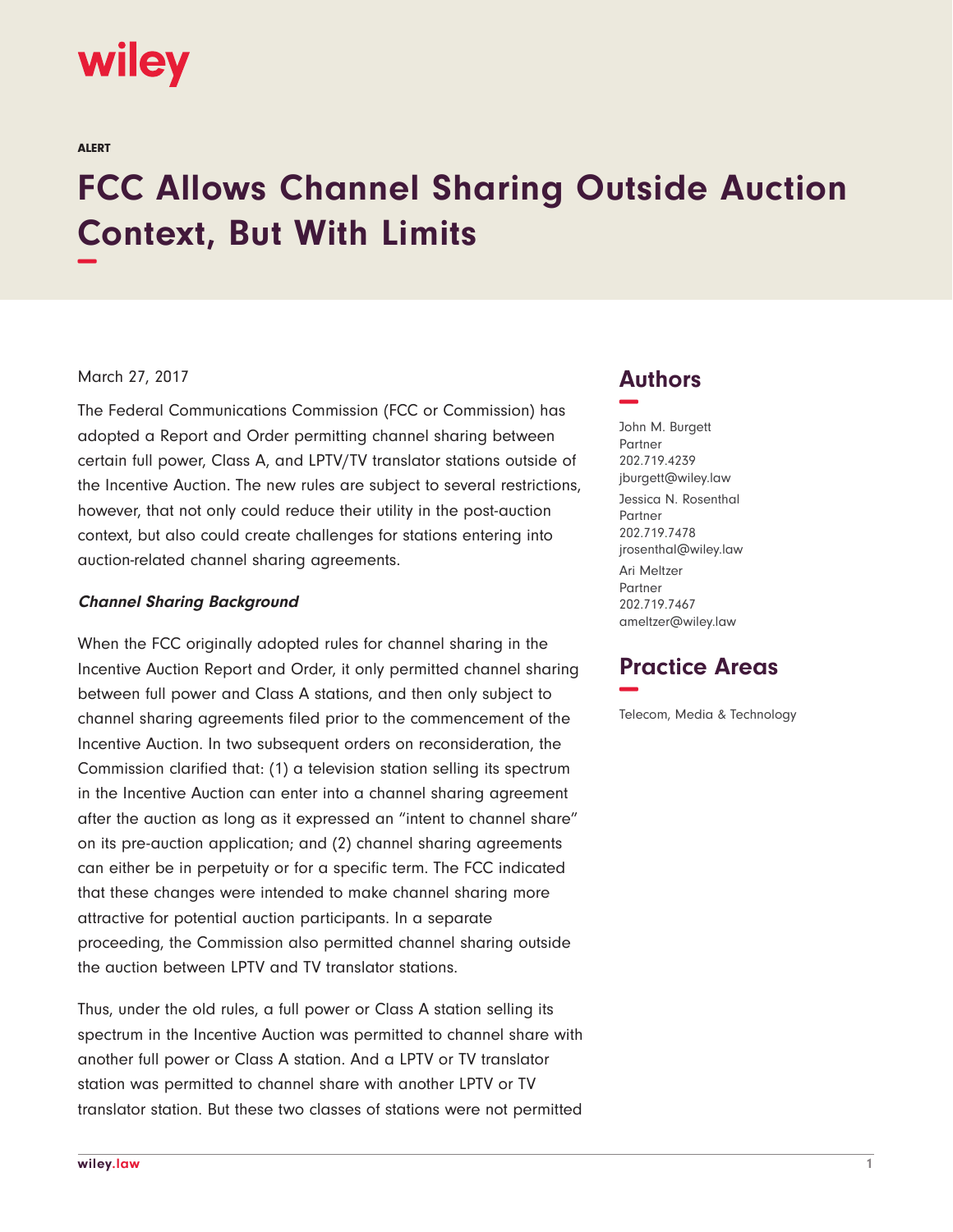wiley

ALERT

# FCC Allows Channel Sharing Outside Auction Context, But With Limits

March 27, 2017

The Federal Communications Commission (FCC or Commission) has adopted a Report and Order permitting channel sharing between certain full power, Class A, and LPTV/TV translator stations outside of the Incentive Auction. The new rules are subject to several restrictions, however, that not only could reduce their utility in the post-auction context, but also could create challenges for stations entering into auction-related channel sharing agreements.

***Channel Sharing Background***

When the FCC originally adopted rules for channel sharing in the Incentive Auction Report and Order, it only permitted channel sharing between full power and Class A stations, and then only subject to channel sharing agreements filed prior to the commencement of the Incentive Auction. In two subsequent orders on reconsideration, the Commission clarified that: (1) a television station selling its spectrum in the Incentive Auction can enter into a channel sharing agreement after the auction as long as it expressed an "intent to channel share" on its pre-auction application; and (2) channel sharing agreements can either be in perpetuity or for a specific term. The FCC indicated that these changes were intended to make channel sharing more attractive for potential auction participants. In a separate proceeding, the Commission also permitted channel sharing outside the auction between LPTV and TV translator stations.

Thus, under the old rules, a full power or Class A station selling its spectrum in the Incentive Auction was permitted to channel share with another full power or Class A station. And a LPTV or TV translator station was permitted to channel share with another LPTV or TV translator station. But these two classes of stations were not permitted

## Authors

John M. Burgett
Partner
202.719.4239
jburgett@wiley.law

Jessica N. Rosenthal
Partner
202.719.7478
jrosenthal@wiley.law

Ari Meltzer
Partner
202.719.7467
ameltzer@wiley.law

## Practice Areas

Telecom, Media & Technology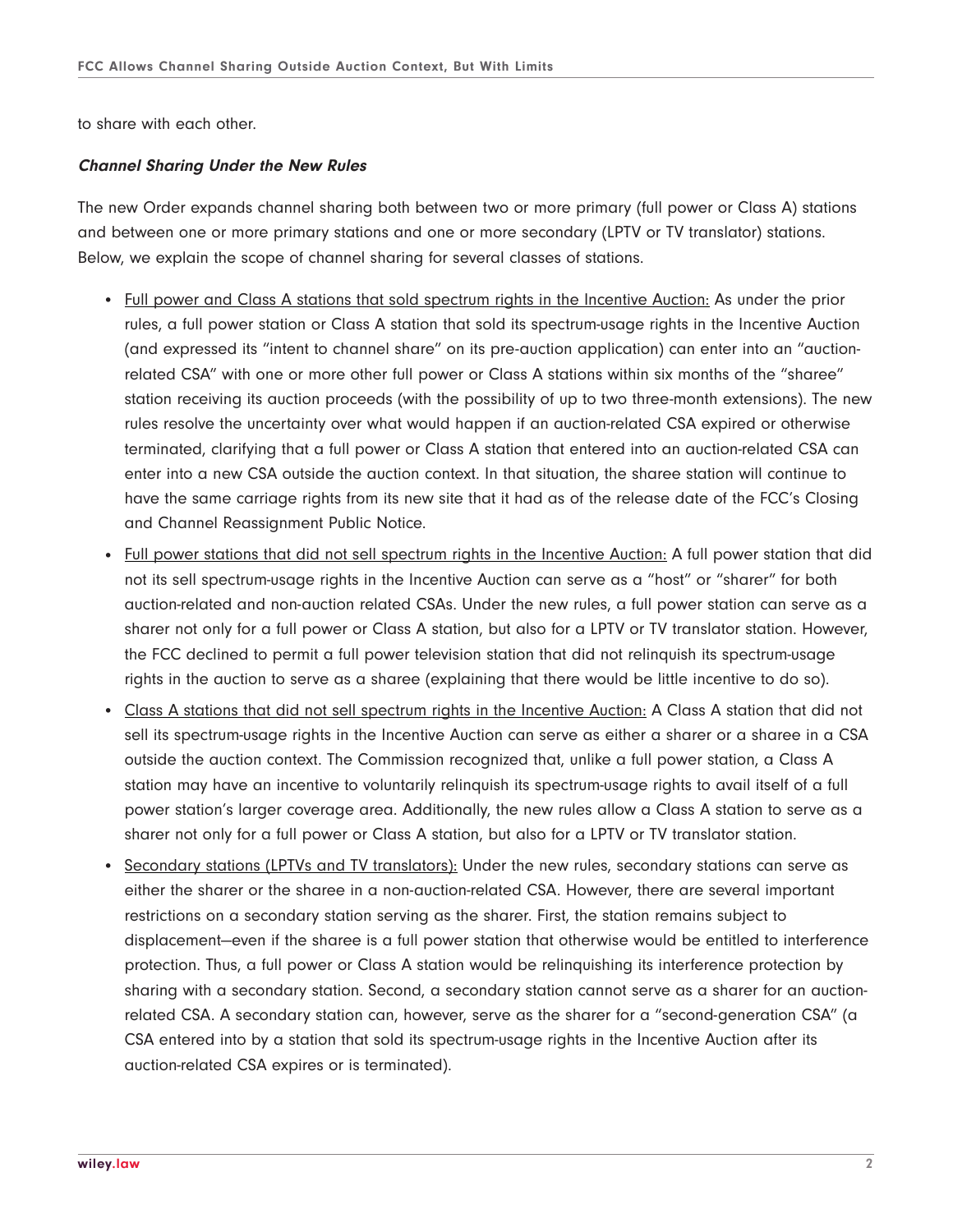to share with each other.

***Channel Sharing Under the New Rules***

The new Order expands channel sharing both between two or more primary (full power or Class A) stations and between one or more primary stations and one or more secondary (LPTV or TV translator) stations. Below, we explain the scope of channel sharing for several classes of stations.

- Full power and Class A stations that sold spectrum rights in the Incentive Auction: As under the prior rules, a full power station or Class A station that sold its spectrum-usage rights in the Incentive Auction (and expressed its "intent to channel share" on its pre-auction application) can enter into an "auction-related CSA" with one or more other full power or Class A stations within six months of the "sharee" station receiving its auction proceeds (with the possibility of up to two three-month extensions). The new rules resolve the uncertainty over what would happen if an auction-related CSA expired or otherwise terminated, clarifying that a full power or Class A station that entered into an auction-related CSA can enter into a new CSA outside the auction context. In that situation, the sharee station will continue to have the same carriage rights from its new site that it had as of the release date of the FCC's Closing and Channel Reassignment Public Notice.
- Full power stations that did not sell spectrum rights in the Incentive Auction: A full power station that did not its sell spectrum-usage rights in the Incentive Auction can serve as a "host" or "sharer" for both auction-related and non-auction related CSAs. Under the new rules, a full power station can serve as a sharer not only for a full power or Class A station, but also for a LPTV or TV translator station. However, the FCC declined to permit a full power television station that did not relinquish its spectrum-usage rights in the auction to serve as a sharee (explaining that there would be little incentive to do so).
- Class A stations that did not sell spectrum rights in the Incentive Auction: A Class A station that did not sell its spectrum-usage rights in the Incentive Auction can serve as either a sharer or a sharee in a CSA outside the auction context. The Commission recognized that, unlike a full power station, a Class A station may have an incentive to voluntarily relinquish its spectrum-usage rights to avail itself of a full power station's larger coverage area. Additionally, the new rules allow a Class A station to serve as a sharer not only for a full power or Class A station, but also for a LPTV or TV translator station.
- Secondary stations (LPTVs and TV translators): Under the new rules, secondary stations can serve as either the sharer or the sharee in a non-auction-related CSA. However, there are several important restrictions on a secondary station serving as the sharer. First, the station remains subject to displacement—even if the sharee is a full power station that otherwise would be entitled to interference protection. Thus, a full power or Class A station would be relinquishing its interference protection by sharing with a secondary station. Second, a secondary station cannot serve as a sharer for an auction-related CSA. A secondary station can, however, serve as the sharer for a "second-generation CSA" (a CSA entered into by a station that sold its spectrum-usage rights in the Incentive Auction after its auction-related CSA expires or is terminated).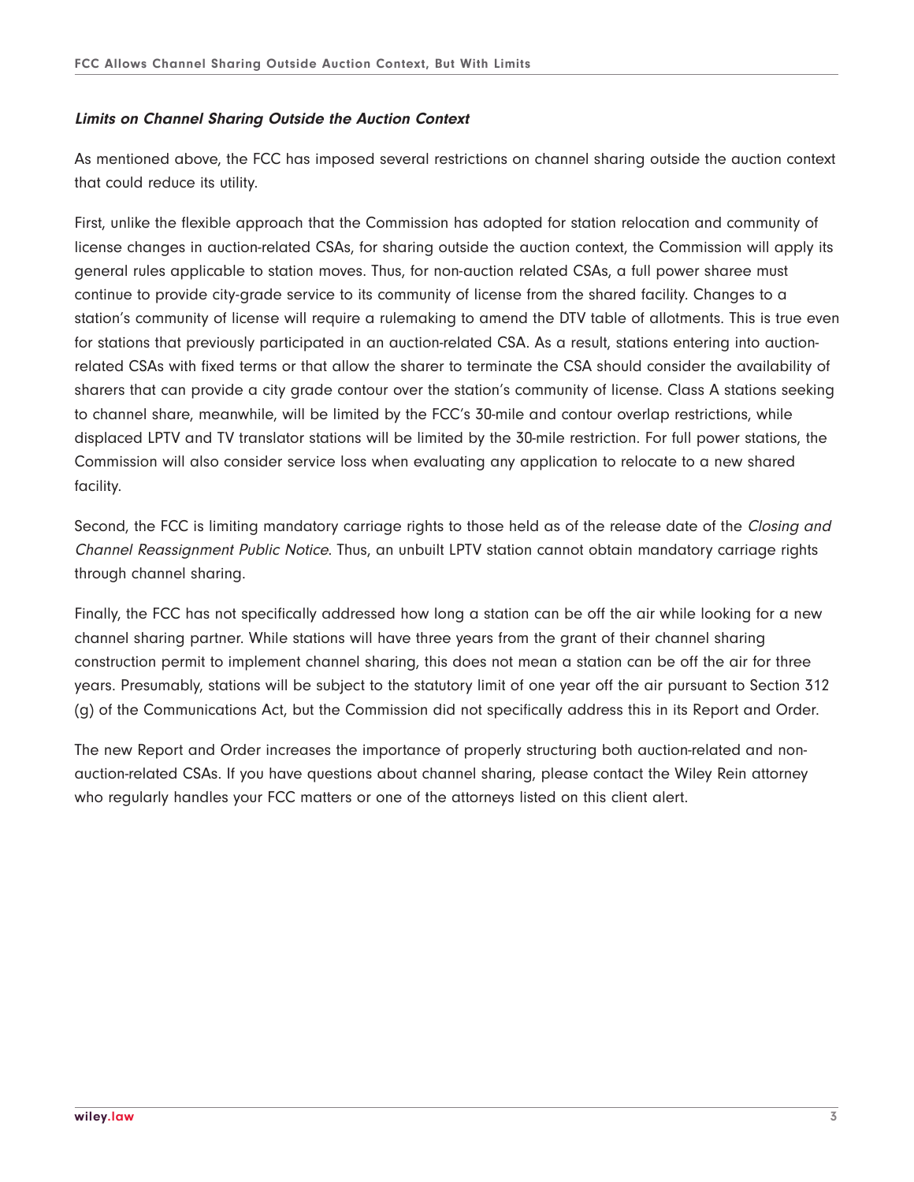***Limits on Channel Sharing Outside the Auction Context***

As mentioned above, the FCC has imposed several restrictions on channel sharing outside the auction context that could reduce its utility.

First, unlike the flexible approach that the Commission has adopted for station relocation and community of license changes in auction-related CSAs, for sharing outside the auction context, the Commission will apply its general rules applicable to station moves. Thus, for non-auction related CSAs, a full power sharee must continue to provide city-grade service to its community of license from the shared facility. Changes to a station's community of license will require a rulemaking to amend the DTV table of allotments. This is true even for stations that previously participated in an auction-related CSA. As a result, stations entering into auction-related CSAs with fixed terms or that allow the sharer to terminate the CSA should consider the availability of sharers that can provide a city grade contour over the station's community of license. Class A stations seeking to channel share, meanwhile, will be limited by the FCC's 30-mile and contour overlap restrictions, while displaced LPTV and TV translator stations will be limited by the 30-mile restriction. For full power stations, the Commission will also consider service loss when evaluating any application to relocate to a new shared facility.

Second, the FCC is limiting mandatory carriage rights to those held as of the release date of the *Closing and Channel Reassignment Public Notice*. Thus, an unbuilt LPTV station cannot obtain mandatory carriage rights through channel sharing.

Finally, the FCC has not specifically addressed how long a station can be off the air while looking for a new channel sharing partner. While stations will have three years from the grant of their channel sharing construction permit to implement channel sharing, this does not mean a station can be off the air for three years. Presumably, stations will be subject to the statutory limit of one year off the air pursuant to Section 312 (g) of the Communications Act, but the Commission did not specifically address this in its Report and Order.

The new Report and Order increases the importance of properly structuring both auction-related and non-auction-related CSAs. If you have questions about channel sharing, please contact the Wiley Rein attorney who regularly handles your FCC matters or one of the attorneys listed on this client alert.